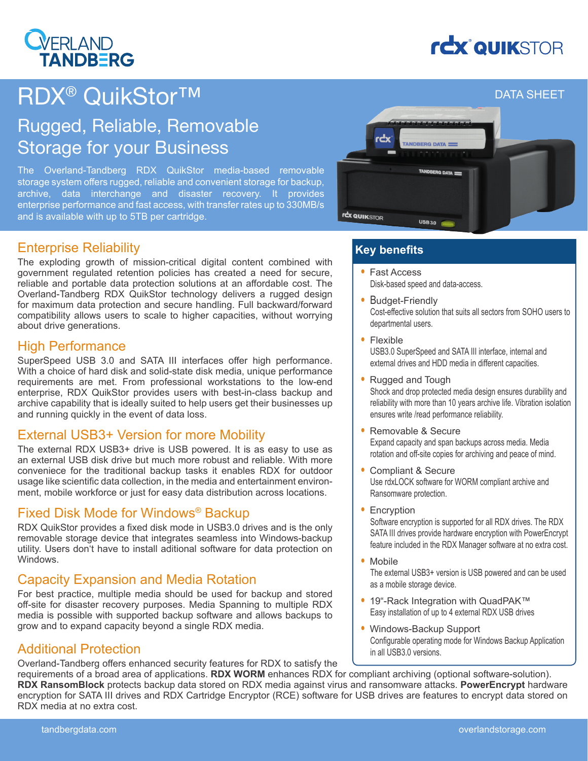# RDX® QuikStor™

DATA SHEET

## Rugged, Reliable, Removable Storage for your Business

The Overland-Tandberg RDX QuikStor media-based removable storage system offers rugged, reliable and convenient storage for backup, archive, data interchange and disaster recovery. It provides enterprise performance and fast access, with transfer rates up to 330MB/s and is available with up to 5TB per cartridge.

### Enterprise Reliability

The exploding growth of mission-critical digital content combined with government regulated retention policies has created a need for secure, reliable and portable data protection solutions at an affordable cost. The Overland-Tandberg RDX QuikStor technology delivers a rugged design for maximum data protection and secure handling. Full backward/forward compatibility allows users to scale to higher capacities, without worrying about drive generations.

### High Performance

SuperSpeed USB 3.0 and SATA III interfaces offer high performance. With a choice of hard disk and solid-state disk media, unique performance requirements are met. From professional workstations to the low-end enterprise, RDX QuikStor provides users with best-in-class backup and archive capability that is ideally suited to help users get their businesses up and running quickly in the event of data loss.

### External USB3+ Version for more Mobility

The external RDX USB3+ drive is USB powered. It is as easy to use as an external USB disk drive but much more robust and reliable. With more conveniece for the traditional backup tasks it enables RDX for outdoor usage like scientific data collection, in the media and entertainment environment, mobile workforce or just for easy data distribution across locations.

### Fixed Disk Mode for Windows® Backup

RDX QuikStor provides a fixed disk mode in USB3.0 drives and is the only removable storage device that integrates seamless into Windows-backup utility. Users don't have to install aditional software for data protection on Windows.

### Capacity Expansion and Media Rotation

For best practice, multiple media should be used for backup and stored off-site for disaster recovery purposes. Media Spanning to multiple RDX media is possible with supported backup software and allows backups to grow and to expand capacity beyond a single RDX media.

### Additional Protection

Overland-Tandberg offers enhanced security features for RDX to satisfy the requirements of a broad area of applications. **RDX WORM** enhances RDX for compliant archiving (optional software-solution). **RDX RansomBlock** protects backup data stored on RDX media against virus and ransomware attacks. **PowerEncrypt** hardware encryption for SATA III drives and RDX Cartridge Encryptor (RCE) software for USB drives are features to encrypt data stored on RDX media at no extra cost.

### Key benefits

- **Fast Access**
  Disk-based speed and data-access.
- **Budget-Friendly**
  Cost-effective solution that suits all sectors from SOHO users to departmental users.
- **Flexible**
  USB3.0 SuperSpeed and SATA III interface, internal and external drives and HDD media in different capacities.
- **Rugged and Tough**
  Shock and drop protected media design ensures durability and reliability with more than 10 years archive life. Vibration isolation ensures write /read performance reliability.
- **Removable & Secure**
  Expand capacity and span backups across media. Media rotation and off-site copies for archiving and peace of mind.
- **Compliant & Secure**
  Use rdxLOCK software for WORM compliant archive and Ransomware protection.
- **Encryption**
  Software encryption is supported for all RDX drives. The RDX SATA III drives provide hardware encryption with PowerEncrypt feature included in the RDX Manager software at no extra cost.
- **Mobile**
  The external USB3+ version is USB powered and can be used as a mobile storage device.
- **19"-Rack Integration with QuadPAK™**
  Easy installation of up to 4 external RDX USB drives
- **Windows-Backup Support**
  Configurable operating mode for Windows Backup Application in all USB3.0 versions.

tandbergdata.com overlandstorage.com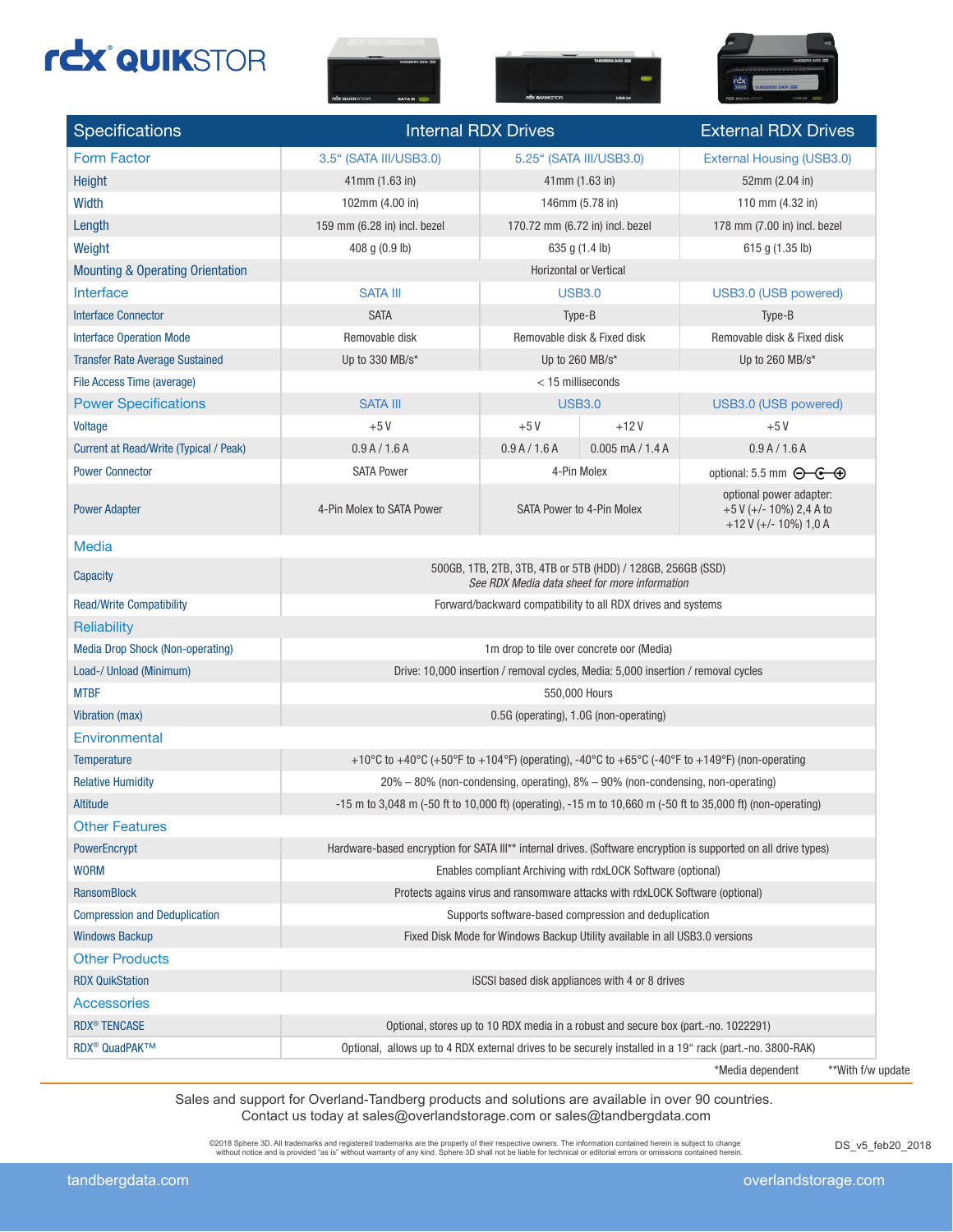# rdx® QUIKSTOR

| Specifications | Internal RDX Drives | | | External RDX Drives |
|---|---|---|---|---|
| **Form Factor** | 3.5" (SATA III/USB3.0) | 5.25" (SATA III/USB3.0) | | External Housing (USB3.0) |
| Height | 41mm (1.63 in) | 41mm (1.63 in) | | 52mm (2.04 in) |
| Width | 102mm (4.00 in) | 146mm (5.78 in) | | 110 mm (4.32 in) |
| Length | 159 mm (6.28 in) incl. bezel | 170.72 mm (6.72 in) incl. bezel | | 178 mm (7.00 in) incl. bezel |
| Weight | 408 g (0.9 lb) | 635 g (1.4 lb) | | 615 g (1.35 lb) |
| Mounting & Operating Orientation | Horizontal or Vertical | | | |
| **Interface** | SATA III | USB3.0 | | USB3.0 (USB powered) |
| Interface Connector | SATA | Type-B | | Type-B |
| Interface Operation Mode | Removable disk | Removable disk & Fixed disk | | Removable disk & Fixed disk |
| Transfer Rate Average Sustained | Up to 330 MB/s* | Up to 260 MB/s* | | Up to 260 MB/s* |
| File Access Time (average) | < 15 milliseconds | | | |
| **Power Specifications** | SATA III | USB3.0 | | USB3.0 (USB powered) |
| Voltage | +5 V | +5 V | +12 V | +5 V |
| Current at Read/Write (Typical / Peak) | 0.9 A / 1.6 A | 0.9 A / 1.6 A | 0.005 mA / 1.4 A | 0.9 A / 1.6 A |
| Power Connector | SATA Power | 4-Pin Molex | | optional: 5.5 mm ⊖–⊂–⊕ |
| Power Adapter | 4-Pin Molex to SATA Power | SATA Power to 4-Pin Molex | | optional power adapter: +5 V (+/- 10%) 2,4 A to +12 V (+/- 10%) 1,0 A |
| **Media** | | | | |
| Capacity | 500GB, 1TB, 2TB, 3TB, 4TB or 5TB (HDD) / 128GB, 256GB (SSD) *See RDX Media data sheet for more information* | | | |
| Read/Write Compatibility | Forward/backward compatibility to all RDX drives and systems | | | |
| **Reliability** | | | | |
| Media Drop Shock (Non-operating) | 1m drop to tile over concrete oor (Media) | | | |
| Load-/ Unload (Minimum) | Drive: 10,000 insertion / removal cycles, Media: 5,000 insertion / removal cycles | | | |
| MTBF | 550,000 Hours | | | |
| Vibration (max) | 0.5G (operating), 1.0G (non-operating) | | | |
| **Environmental** | | | | |
| Temperature | +10°C to +40°C (+50°F to +104°F) (operating), -40°C to +65°C (-40°F to +149°F) (non-operating | | | |
| Relative Humidity | 20% – 80% (non-condensing, operating), 8% – 90% (non-condensing, non-operating) | | | |
| Altitude | -15 m to 3,048 m (-50 ft to 10,000 ft) (operating), -15 m to 10,660 m (-50 ft to 35,000 ft) (non-operating) | | | |
| **Other Features** | | | | |
| PowerEncrypt | Hardware-based encryption for SATA III** internal drives. (Software encryption is supported on all drive types) | | | |
| WORM | Enables compliant Archiving with rdxLOCK Software (optional) | | | |
| RansomBlock | Protects agains virus and ransomware attacks with rdxLOCK Software (optional) | | | |
| Compression and Deduplication | Supports software-based compression and deduplication | | | |
| Windows Backup | Fixed Disk Mode for Windows Backup Utility available in all USB3.0 versions | | | |
| **Other Products** | | | | |
| RDX QuikStation | iSCSI based disk appliances with 4 or 8 drives | | | |
| **Accessories** | | | | |
| RDX® TENCASE | Optional, stores up to 10 RDX media in a robust and secure box (part.-no. 1022291) | | | |
| RDX® QuadPAK™ | Optional, allows up to 4 RDX external drives to be securely installed in a 19" rack (part.-no. 3800-RAK) | | | |

*Media dependent **With f/w update

Sales and support for Overland-Tandberg products and solutions are available in over 90 countries.
Contact us today at sales@overlandstorage.com or sales@tandbergdata.com

©2018 Sphere 3D. All trademarks and registered trademarks are the property of their respective owners. The information contained herein is subject to change without notice and is provided "as is" without warranty of any kind. Sphere 3D shall not be liable for technical or editorial errors or omissions contained herein.

DS_v5_feb20_2018

tandbergdata.com overlandstorage.com